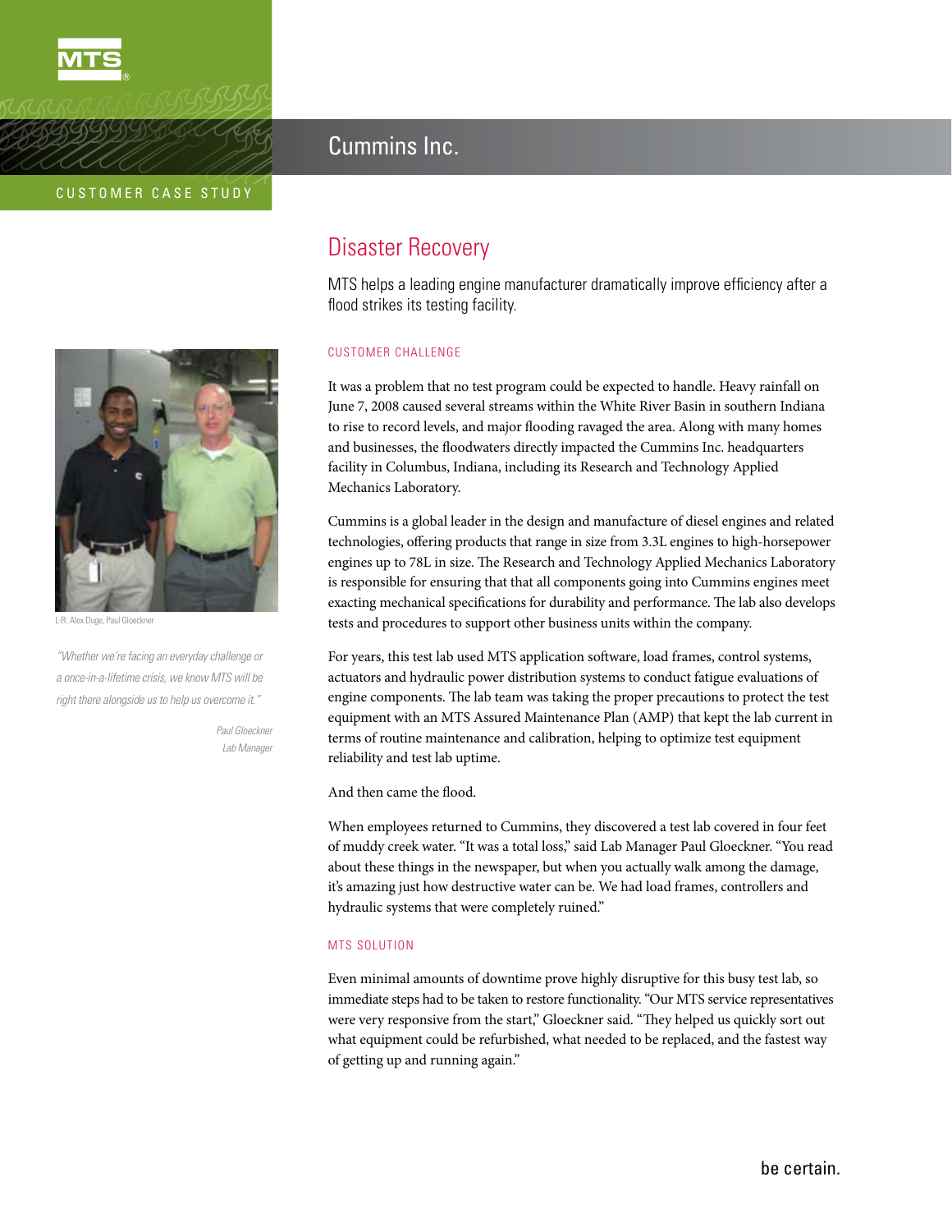MTS®

CUSTOMER CASE STUDY

# Cummins Inc.

## Disaster Recovery

MTS helps a leading engine manufacturer dramatically improve efficiency after a flood strikes its testing facility.

L-R: Alex Duge, Paul Gloeckner

*"Whether we're facing an everyday challenge or a once-in-a-lifetime crisis, we know MTS will be right there alongside us to help us overcome it."*

*Paul Gloeckner*
*Lab Manager*

### CUSTOMER CHALLENGE

It was a problem that no test program could be expected to handle. Heavy rainfall on June 7, 2008 caused several streams within the White River Basin in southern Indiana to rise to record levels, and major flooding ravaged the area. Along with many homes and businesses, the floodwaters directly impacted the Cummins Inc. headquarters facility in Columbus, Indiana, including its Research and Technology Applied Mechanics Laboratory.

Cummins is a global leader in the design and manufacture of diesel engines and related technologies, offering products that range in size from 3.3L engines to high-horsepower engines up to 78L in size. The Research and Technology Applied Mechanics Laboratory is responsible for ensuring that that all components going into Cummins engines meet exacting mechanical specifications for durability and performance. The lab also develops tests and procedures to support other business units within the company.

For years, this test lab used MTS application software, load frames, control systems, actuators and hydraulic power distribution systems to conduct fatigue evaluations of engine components. The lab team was taking the proper precautions to protect the test equipment with an MTS Assured Maintenance Plan (AMP) that kept the lab current in terms of routine maintenance and calibration, helping to optimize test equipment reliability and test lab uptime.

And then came the flood.

When employees returned to Cummins, they discovered a test lab covered in four feet of muddy creek water. "It was a total loss," said Lab Manager Paul Gloeckner. "You read about these things in the newspaper, but when you actually walk among the damage, it's amazing just how destructive water can be. We had load frames, controllers and hydraulic systems that were completely ruined."

### MTS SOLUTION

Even minimal amounts of downtime prove highly disruptive for this busy test lab, so immediate steps had to be taken to restore functionality. "Our MTS service representatives were very responsive from the start," Gloeckner said. "They helped us quickly sort out what equipment could be refurbished, what needed to be replaced, and the fastest way of getting up and running again."

be certain.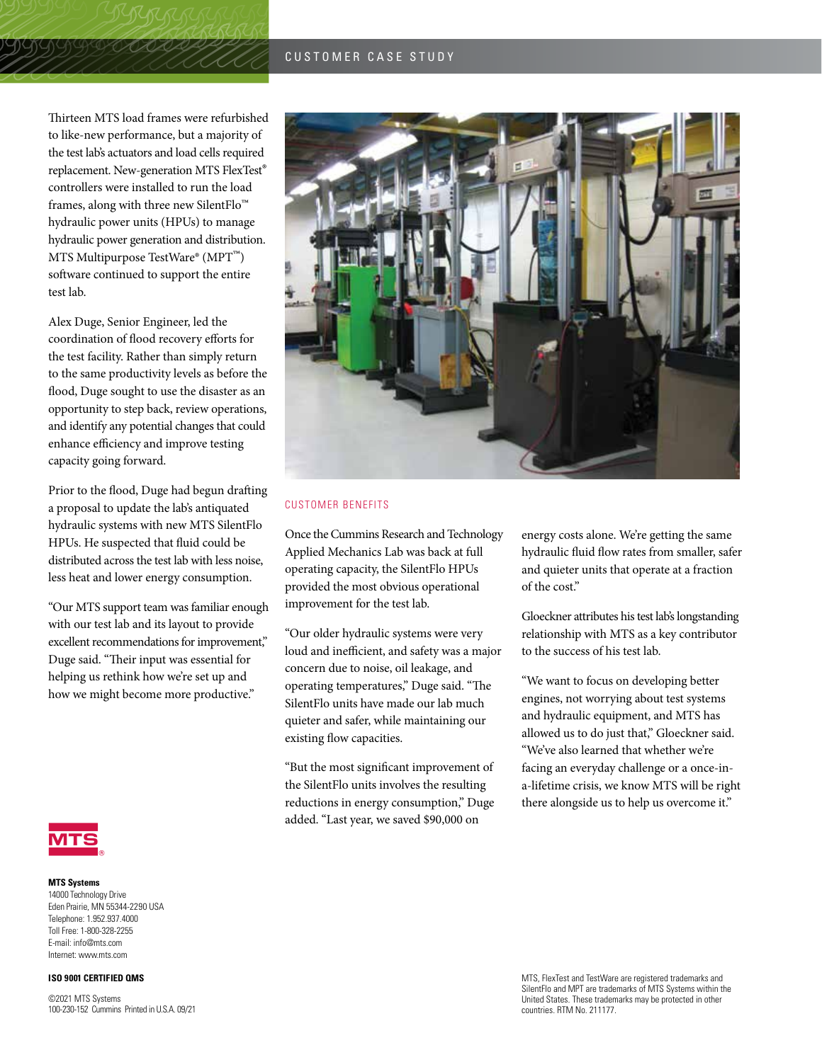Thirteen MTS load frames were refurbished to like-new performance, but a majority of the test lab's actuators and load cells required replacement. New-generation MTS FlexTest® controllers were installed to run the load frames, along with three new SilentFlo™ hydraulic power units (HPUs) to manage hydraulic power generation and distribution. MTS Multipurpose TestWare® (MPT™) software continued to support the entire test lab.

Alex Duge, Senior Engineer, led the coordination of flood recovery efforts for the test facility. Rather than simply return to the same productivity levels as before the flood, Duge sought to use the disaster as an opportunity to step back, review operations, and identify any potential changes that could enhance efficiency and improve testing capacity going forward.

Prior to the flood, Duge had begun drafting a proposal to update the lab's antiquated hydraulic systems with new MTS SilentFlo HPUs. He suspected that fluid could be distributed across the test lab with less noise, less heat and lower energy consumption.

"Our MTS support team was familiar enough with our test lab and its layout to provide excellent recommendations for improvement," Duge said. "Their input was essential for helping us rethink how we're set up and how we might become more productive."

## CUSTOMER BENEFITS

Once the Cummins Research and Technology Applied Mechanics Lab was back at full operating capacity, the SilentFlo HPUs provided the most obvious operational improvement for the test lab.

"Our older hydraulic systems were very loud and inefficient, and safety was a major concern due to noise, oil leakage, and operating temperatures," Duge said. "The SilentFlo units have made our lab much quieter and safer, while maintaining our existing flow capacities.

"But the most significant improvement of the SilentFlo units involves the resulting reductions in energy consumption," Duge added. "Last year, we saved $90,000 on energy costs alone. We're getting the same hydraulic fluid flow rates from smaller, safer and quieter units that operate at a fraction of the cost."

Gloeckner attributes his test lab's longstanding relationship with MTS as a key contributor to the success of his test lab.

"We want to focus on developing better engines, not worrying about test systems and hydraulic equipment, and MTS has allowed us to do just that," Gloeckner said. "We've also learned that whether we're facing an everyday challenge or a once-in-a-lifetime crisis, we know MTS will be right there alongside us to help us overcome it."

**MTS Systems**
14000 Technology Drive
Eden Prairie, MN 55344-2290 USA
Telephone: 1.952.937.4000
Toll Free: 1-800-328-2255
E-mail: info@mts.com
Internet: www.mts.com

**ISO 9001 CERTIFIED QMS**

©2021 MTS Systems
100-230-152 Cummins Printed in U.S.A. 09/21

MTS, FlexTest and TestWare are registered trademarks and SilentFlo and MPT are trademarks of MTS Systems within the United States. These trademarks may be protected in other countries. RTM No. 211177.